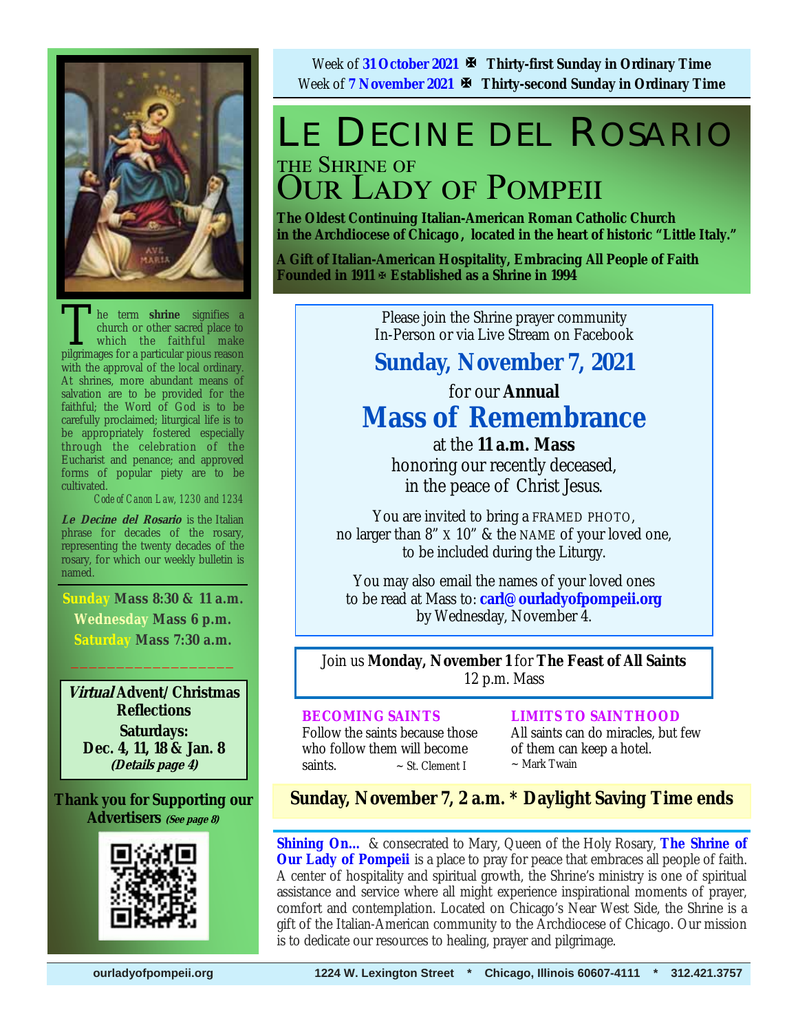Week of **31 October 2021** ✠ **Thirty-first Sunday in Ordinary Time**
Week of **7 November 2021** ✠ **Thirty-second Sunday in Ordinary Time**

# LE DECINE DEL ROSARIO

## THE SHRINE OF OUR LADY OF POMPEII

**The Oldest Continuing Italian-American Roman Catholic Church in the Archdiocese of Chicago, located in the heart of historic "Little Italy."**

**A Gift of Italian-American Hospitality, Embracing All People of Faith**
**Founded in 1911 ✠ Established as a Shrine in 1994**

The term **shrine** signifies a church or other sacred place to which the faithful make pilgrimages for a particular pious reason with the approval of the local ordinary. At shrines, more abundant means of salvation are to be provided for the faithful; the Word of God is to be carefully proclaimed; liturgical life is to be appropriately fostered especially through the celebration of the Eucharist and penance; and approved forms of popular piety are to be cultivated.

*Code of Canon Law, 1230 and 1234*

***Le Decine del Rosario*** is the Italian phrase for decades of the rosary, representing the twenty decades of the rosary, for which our weekly bulletin is named.

**Sunday Mass 8:30 & 11 a.m.**
**Wednesday Mass 6 p.m.**
**Saturday Mass 7:30 a.m.**

***Virtual* Advent/Christmas Reflections**
**Saturdays:**
**Dec. 4, 11, 18 & Jan. 8**
***(Details page 4)***

**Thank you for Supporting our Advertisers** ***(See page 8)***

---

Please join the Shrine prayer community
In-Person or via Live Stream on Facebook

## Sunday, November 7, 2021

for our **Annual**

## Mass of Remembrance

at the **11 a.m. Mass**
honoring our recently deceased,
in the peace of Christ Jesus.

You are invited to bring a FRAMED PHOTO,
no larger than 8" x 10" & the NAME of your loved one,
to be included during the Liturgy.

You may also email the names of your loved ones
to be read at Mass to: **carl@ourladyofpompeii.org**
by Wednesday, November 4.

---

Join us **Monday, November 1** for **The Feast of All Saints**
12 p.m. Mass

**BECOMING SAINTS**
Follow the saints because those who follow them will become saints. ~ St. Clement I

**LIMITS TO SAINTHOOD**
All saints can do miracles, but few of them can keep a hotel.
~ Mark Twain

**Sunday, November 7, 2 a.m. * Daylight Saving Time ends**

**Shining On...** & consecrated to Mary, Queen of the Holy Rosary, **The Shrine of Our Lady of Pompeii** is a place to pray for peace that embraces all people of faith. A center of hospitality and spiritual growth, the Shrine's ministry is one of spiritual assistance and service where all might experience inspirational moments of prayer, comfort and contemplation. Located on Chicago's Near West Side, the Shrine is a gift of the Italian-American community to the Archdiocese of Chicago. Our mission is to dedicate our resources to healing, prayer and pilgrimage.

ourladyofpompeii.org    1224 W. Lexington Street * Chicago, Illinois 60607-4111 * 312.421.3757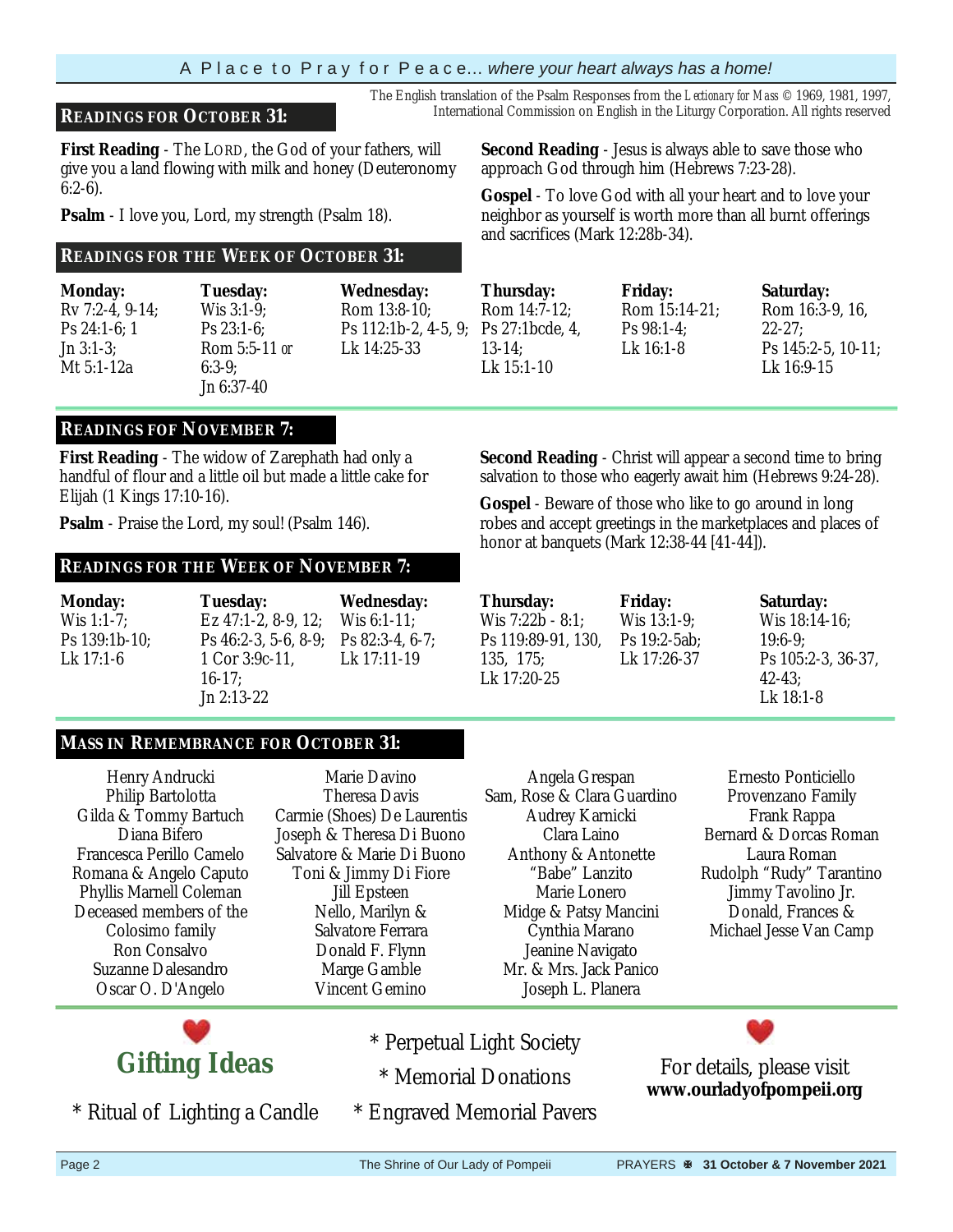## READINGS FOR OCTOBER 31:

*The English translation of the Psalm Responses from the Lectionary for Mass © 1969, 1981, 1997, International Commission on English in the Liturgy Corporation. All rights reserved*

**First Reading** - The LORD, the God of your fathers, will give you a land flowing with milk and honey (Deuteronomy 6:2-6).

**Psalm** - I love you, Lord, my strength (Psalm 18).

**Second Reading** - Jesus is always able to save those who approach God through him (Hebrews 7:23-28).

**Gospel** - To love God with all your heart and to love your neighbor as yourself is worth more than all burnt offerings and sacrifices (Mark 12:28b-34).

## READINGS FOR THE WEEK OF OCTOBER 31:

| Monday: | Tuesday: | Wednesday: | Thursday: | Friday: | Saturday: |
|---|---|---|---|---|---|
| Rv 7:2-4, 9-14; Ps 24:1-6; 1 Jn 3:1-3; Mt 5:1-12a | Wis 3:1-9; Ps 23:1-6; Rom 5:5-11 or 6:3-9; Jn 6:37-40 | Rom 13:8-10; Ps 112:1b-2, 4-5, 9; Lk 14:25-33 | Rom 14:7-12; Ps 27:1bcde, 4, 13-14; Lk 15:1-10 | Rom 15:14-21; Ps 98:1-4; Lk 16:1-8 | Rom 16:3-9, 16, 22-27; Ps 145:2-5, 10-11; Lk 16:9-15 |

## READINGS FOF NOVEMBER 7:

**First Reading** - The widow of Zarephath had only a handful of flour and a little oil but made a little cake for Elijah (1 Kings 17:10-16).

**Psalm** - Praise the Lord, my soul! (Psalm 146).

**Second Reading** - Christ will appear a second time to bring salvation to those who eagerly await him (Hebrews 9:24-28).

**Gospel** - Beware of those who like to go around in long robes and accept greetings in the marketplaces and places of honor at banquets (Mark 12:38-44 [41-44]).

## READINGS FOR THE WEEK OF NOVEMBER 7:

| Monday: | Tuesday: | Wednesday: | Thursday: | Friday: | Saturday: |
|---|---|---|---|---|---|
| Wis 1:1-7; Ps 139:1b-10; Lk 17:1-6 | Ez 47:1-2, 8-9, 12; Ps 46:2-3, 5-6, 8-9; 1 Cor 3:9c-11, 16-17; Jn 2:13-22 | Wis 6:1-11; Ps 82:3-4, 6-7; Lk 17:11-19 | Wis 7:22b - 8:1; Ps 119:89-91, 130, 135, 175; Lk 17:20-25 | Wis 13:1-9; Ps 19:2-5ab; Lk 17:26-37 | Wis 18:14-16; 19:6-9; Ps 105:2-3, 36-37, 42-43; Lk 18:1-8 |

## MASS IN REMEMBRANCE FOR OCTOBER 31:

Henry Andrucki
Philip Bartolotta
Gilda & Tommy Bartuch
Diana Bifero
Francesca Perillo Camelo
Romana & Angelo Caputo
Phyllis Marnell Coleman
Deceased members of the Colosimo family
Ron Consalvo
Suzanne Dalesandro
Oscar O. D'Angelo
Marie Davino
Theresa Davis
Carmie (Shoes) De Laurentis
Joseph & Theresa Di Buono
Salvatore & Marie Di Buono
Toni & Jimmy Di Fiore
Jill Epsteen
Nello, Marilyn & Salvatore Ferrara
Donald F. Flynn
Marge Gamble
Vincent Gemino
Angela Grespan
Sam, Rose & Clara Guardino
Audrey Karnicki
Clara Laino
Anthony & Antonette "Babe" Lanzito
Marie Lonero
Midge & Patsy Mancini
Cynthia Marano
Jeanine Navigato
Mr. & Mrs. Jack Panico
Joseph L. Planera
Ernesto Ponticiello
Provenzano Family
Frank Rappa
Bernard & Dorcas Roman
Laura Roman
Rudolph "Rudy" Tarantino
Jimmy Tavolino Jr.
Donald, Frances & Michael Jesse Van Camp

## Gifting Ideas

* Ritual of Lighting a Candle
* Perpetual Light Society
* Memorial Donations
* Engraved Memorial Pavers

For details, please visit **www.ourladyofpompeii.org**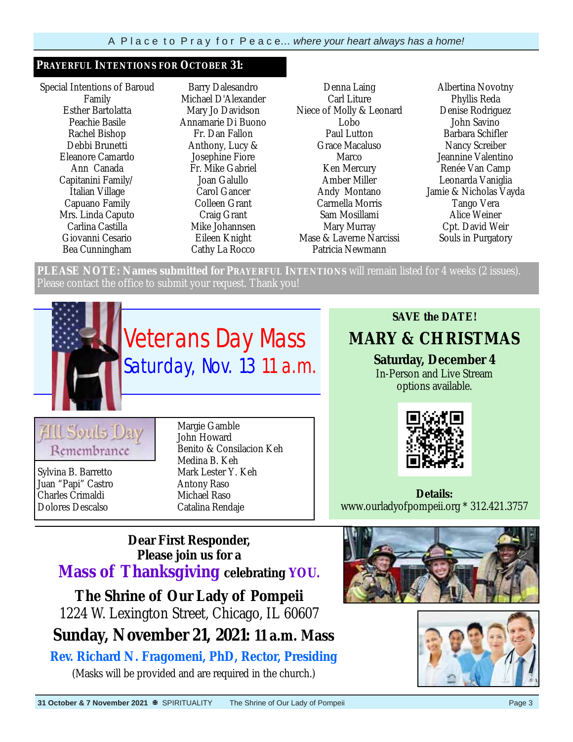## PRAYERFUL INTENTIONS FOR OCTOBER 31:

Special Intentions of Baroud Family
Esther Bartolatta
Peachie Basile
Rachel Bishop
Debbi Brunetti
Eleanore Camardo
Ann Canada
Capitanini Family/ Italian Village
Capuano Family
Mrs. Linda Caputo
Carlina Castilla
Giovanni Cesario
Bea Cunningham
Barry Dalesandro
Michael D'Alexander
Mary Jo Davidson
Annamarie Di Buono
Fr. Dan Fallon
Anthony, Lucy & Josephine Fiore
Fr. Mike Gabriel
Joan Galullo
Carol Gancer
Colleen Grant
Craig Grant
Mike Johannsen
Eileen Knight
Cathy La Rocco
Denna Laing
Carl Liture
Niece of Molly & Leonard Lobo
Paul Lutton
Grace Macaluso
Marco
Ken Mercury
Amber Miller
Andy Montano
Carmella Morris
Sam Mosillami
Mary Murray
Mase & Laverne Narcissi
Patricia Newmann
Albertina Novotny
Phyllis Reda
Denise Rodriguez
John Savino
Barbara Schifler
Nancy Screiber
Jeannine Valentino
Renée Van Camp
Leonarda Vaniglia
Jamie & Nicholas Vayda
Tango Vera
Alice Weiner
Cpt. David Weir
Souls in Purgatory

**PLEASE NOTE: Names submitted for PRAYERFUL INTENTIONS** will remain listed for 4 weeks (2 issues). Please contact the office to submit your request. Thank you!

## Veterans Day Mass

Saturday, Nov. 13 11 a.m.

## All Souls Day Remembrance

Sylvina B. Barretto
Juan "Papi" Castro
Charles Crimaldi
Dolores Descalso
Margie Gamble
John Howard
Benito & Consilacion Keh
Medina B. Keh
Mark Lester Y. Keh
Antony Raso
Michael Raso
Catalina Rendaje

**SAVE the DATE!**

## MARY & CHRISTMAS

**Saturday, December 4**
In-Person and Live Stream options available.

**Details:**
www.ourladyofpompeii.org * 312.421.3757

**Dear First Responder, Please join us for a**

**Mass of Thanksgiving celebrating YOU.**

**The Shrine of Our Lady of Pompeii**
1224 W. Lexington Street, Chicago, IL 60607

**Sunday, November 21, 2021: 11 a.m. Mass**

**Rev. Richard N. Fragomeni, PhD, Rector, Presiding**

(Masks will be provided and are required in the church.)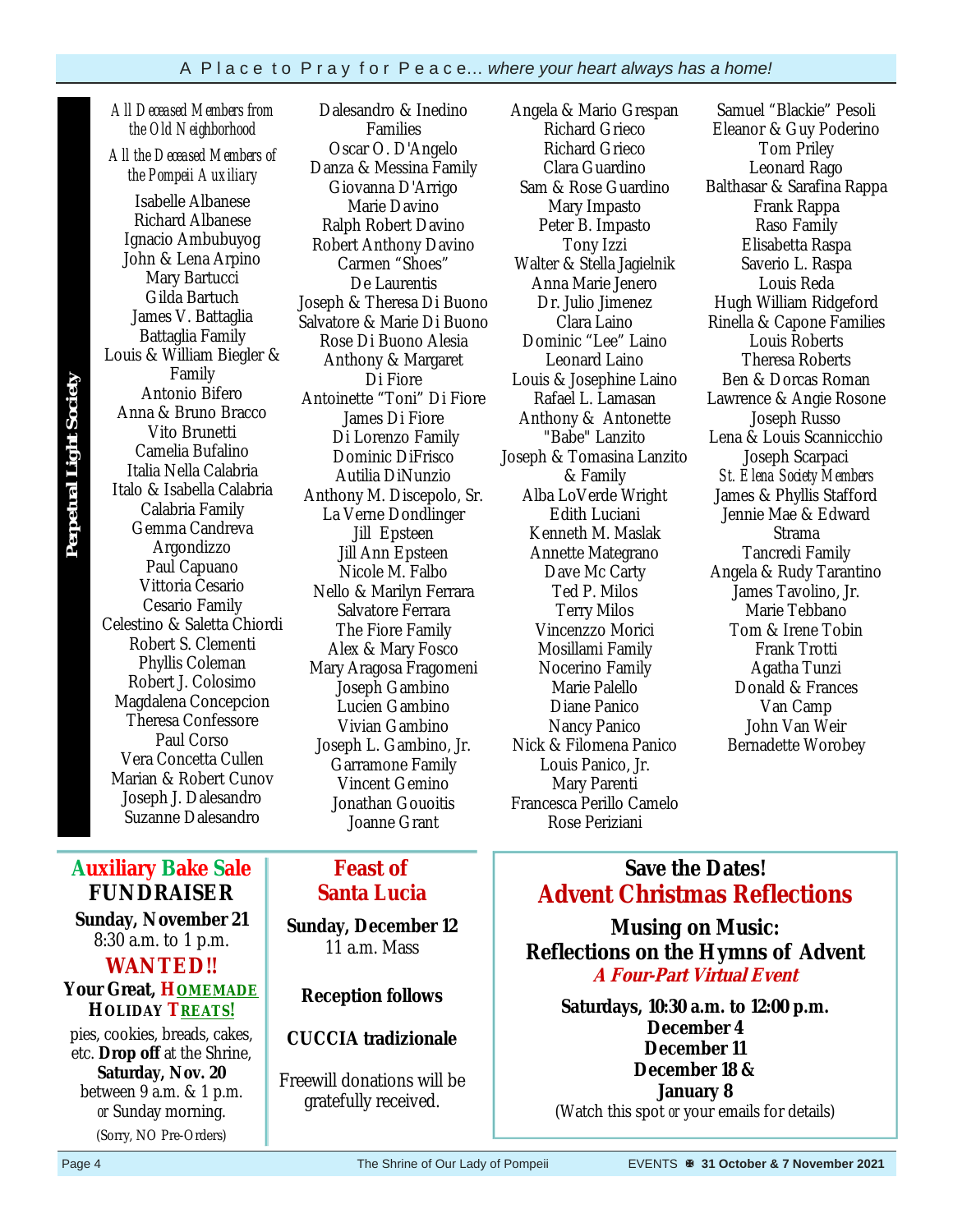## Perpetual Light Society

*All Deceased Members from the Old Neighborhood*

*All the Deceased Members of the Pompeii Auxiliary*

Isabelle Albanese
Richard Albanese
Ignacio Ambubuyog
John & Lena Arpino
Mary Bartucci
Gilda Bartuch
James V. Battaglia
Battaglia Family
Louis & William Biegler & Family
Antonio Bifero
Anna & Bruno Bracco
Vito Brunetti
Camelia Bufalino
Italia Nella Calabria
Italo & Isabella Calabria
Calabria Family
Gemma Candreva
Argondizzo
Paul Capuano
Vittoria Cesario
Cesario Family
Celestino & Saletta Chiordi
Robert S. Clementi
Phyllis Coleman
Robert J. Colosimo
Magdalena Concepcion
Theresa Confessore
Paul Corso
Vera Concetta Cullen
Marian & Robert Cunov
Joseph J. Dalesandro
Suzanne Dalesandro
Dalesandro & Inedino Families
Oscar O. D'Angelo
Danza & Messina Family
Giovanna D'Arrigo
Marie Davino
Ralph Robert Davino
Robert Anthony Davino
Carmen "Shoes" De Laurentis
Joseph & Theresa Di Buono
Salvatore & Marie Di Buono
Rose Di Buono Alesia
Anthony & Margaret Di Fiore
Antoinette "Toni" Di Fiore
James Di Fiore
Di Lorenzo Family
Dominic DiFrisco
Autilia DiNunzio
Anthony M. Discepolo, Sr.
La Verne Dondlinger
Jill Epsteen
Jill Ann Epsteen
Nicole M. Falbo
Nello & Marilyn Ferrara
Salvatore Ferrara
The Fiore Family
Alex & Mary Fosco
Mary Aragosa Fragomeni
Joseph Gambino
Lucien Gambino
Vivian Gambino
Joseph L. Gambino, Jr.
Garramone Family
Vincent Gemino
Jonathan Gouoitis
Joanne Grant
Angela & Mario Grespan
Richard Grieco
Richard Grieco
Clara Guardino
Sam & Rose Guardino
Mary Impasto
Peter B. Impasto
Tony Izzi
Walter & Stella Jagielnik
Anna Marie Jenero
Dr. Julio Jimenez
Clara Laino
Dominic "Lee" Laino
Leonard Laino
Louis & Josephine Laino
Rafael L. Lamasan
Anthony & Antonette "Babe" Lanzito
Joseph & Tomasina Lanzito & Family
Alba LoVerde Wright
Edith Luciani
Kenneth M. Maslak
Annette Mategrano
Dave Mc Carty
Ted P. Milos
Terry Milos
Vincenzzo Morici
Mosillami Family
Nocerino Family
Marie Palello
Diane Panico
Nancy Panico
Nick & Filomena Panico
Louis Panico, Jr.
Mary Parenti
Francesca Perillo Camelo
Rose Periziani
Samuel "Blackie" Pesoli
Eleanor & Guy Poderino
Tom Priley
Leonard Rago
Balthasar & Sarafina Rappa
Frank Rappa
Raso Family
Elisabetta Raspa
Saverio L. Raspa
Louis Reda
Hugh William Ridgeford
Rinella & Capone Families
Louis Roberts
Theresa Roberts
Ben & Dorcas Roman
Lawrence & Angie Rosone
Joseph Russo
Lena & Louis Scannicchio
Joseph Scarpaci
*St. Elena Society Members*
James & Phyllis Stafford
Jennie Mae & Edward Strama
Tancredi Family
Angela & Rudy Tarantino
James Tavolino, Jr.
Marie Tebbano
Tom & Irene Tobin
Frank Trotti
Agatha Tunzi
Donald & Frances Van Camp
John Van Weir
Bernadette Worobey

---

## Auxiliary Bake Sale FUNDRAISER

**Sunday, November 21**
8:30 a.m. to 1 p.m.

**WANTED!!**
**Your Great, HOMEMADE HOLIDAY TREATS!**

pies, cookies, breads, cakes, etc. **Drop off** at the Shrine, **Saturday, Nov. 20** between 9 a.m. & 1 p.m. or Sunday morning.
(Sorry, NO Pre-Orders)

---

## Feast of Santa Lucia

**Sunday, December 12**
11 a.m. Mass

**Reception follows**

**CUCCIA tradizionale**

Freewill donations will be gratefully received.

---

## Save the Dates!
## Advent Christmas Reflections

### Musing on Music: Reflections on the Hymns of Advent

***A Four-Part Virtual Event***

**Saturdays, 10:30 a.m. to 12:00 p.m.**
**December 4**
**December 11**
**December 18 &**
**January 8**
(Watch this spot or your emails for details)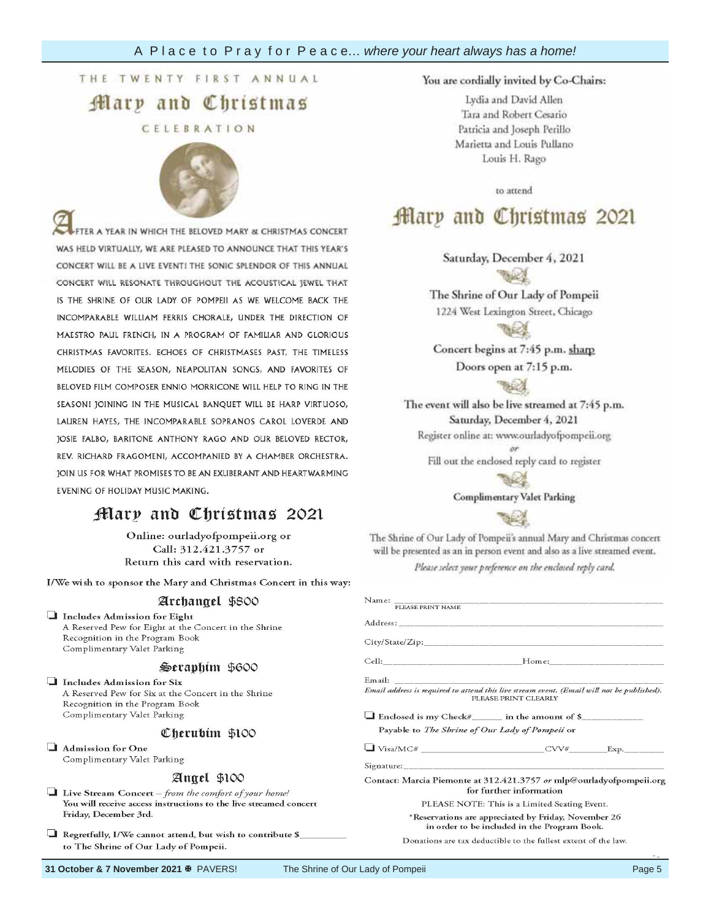THE TWENTY FIRST ANNUAL

# Mary and Christmas

CELEBRATION

AFTER A YEAR IN WHICH THE BELOVED MARY & CHRISTMAS CONCERT WAS HELD VIRTUALLY, WE ARE PLEASED TO ANNOUNCE THAT THIS YEAR'S CONCERT WILL BE A LIVE EVENT! THE SONIC SPLENDOR OF THIS ANNUAL CONCERT WILL RESONATE THROUGHOUT THE ACOUSTICAL JEWEL THAT IS THE SHRINE OF OUR LADY OF POMPEII AS WE WELCOME BACK THE INCOMPARABLE WILLIAM FERRIS CHORALE, UNDER THE DIRECTION OF MAESTRO PAUL FRENCH, IN A PROGRAM OF FAMILIAR AND GLORIOUS CHRISTMAS FAVORITES. ECHOES OF CHRISTMASES PAST, THE TIMELESS MELODIES OF THE SEASON, NEAPOLITAN SONGS, AND FAVORITES OF BELOVED FILM COMPOSER ENNIO MORRICONE WILL HELP TO RING IN THE SEASON! JOINING IN THE MUSICAL BANQUET WILL BE HARP VIRTUOSO, LAUREN HAYES, THE INCOMPARABLE SOPRANOS CAROL LOVERDE AND JOSIE FALBO, BARITONE ANTHONY RAGO AND OUR BELOVED RECTOR, REV. RICHARD FRAGOMENI, ACCOMPANIED BY A CHAMBER ORCHESTRA. JOIN US FOR WHAT PROMISES TO BE AN EXUBERANT AND HEARTWARMING EVENING OF HOLIDAY MUSIC MAKING.

You are cordially invited by Co-Chairs:

Lydia and David Allen
Tara and Robert Cesario
Patricia and Joseph Perillo
Marietta and Louis Pullano
Louis H. Rago

to attend

## Mary and Christmas 2021

Saturday, December 4, 2021

The Shrine of Our Lady of Pompeii
1224 West Lexington Street, Chicago

Concert begins at 7:45 p.m. sharp
Doors open at 7:15 p.m.

The event will also be live streamed at 7:45 p.m.
Saturday, December 4, 2021
Register online at: www.ourladyofpompeii.org
*or*
Fill out the enclosed reply card to register

**Complimentary Valet Parking**

The Shrine of Our Lady of Pompeii's annual Mary and Christmas concert will be presented as an in person event and also as a live streamed event.

*Please select your preference on the enclosed reply card.*

## Mary and Christmas 2021

Online: ourladyofpompeii.org or
Call: 312.421.3757 or
Return this card with reservation.

I/We wish to sponsor the Mary and Christmas Concert in this way:

### Archangel $800

- ☐ **Includes Admission for Eight**
  A Reserved Pew for Eight at the Concert in the Shrine
  Recognition in the Program Book
  Complimentary Valet Parking

### Seraphim $600

- ☐ **Includes Admission for Six**
  A Reserved Pew for Six at the Concert in the Shrine
  Recognition in the Program Book
  Complimentary Valet Parking

### Cherubim $100

- ☐ **Admission for One**
  Complimentary Valet Parking

### Angel $100

- ☐ **Live Stream Concert** – *from the comfort of your home!*
  **You will receive access instructions to the live streamed concert Friday, December 3rd.**
- ☐ **Regretfully, I/We cannot attend, but wish to contribute $\_\_\_\_\_\_\_\_ to The Shrine of Our Lady of Pompeii.**

Name: ______________________________
PLEASE PRINT NAME

Address: ______________________________

City/State/Zip: ______________________________

Cell: ______________ Home: ______________

Email: ______________________________
*Email address is required to attend this live stream event. (Email will not be published).*
PLEASE PRINT CLEARLY

☐ Enclosed is my Check# ______ in the amount of $__________
Payable to *The Shrine of Our Lady of Pompeii* or

☐ Visa/MC# ______________ CVV# ________ Exp. ________

Signature: ______________________________

**Contact: Marcia Piemonte at 312.421.3757 *or* mlp@ourladyofpompeii.org for further information**

PLEASE NOTE: This is a Limited Seating Event.

\*Reservations are appreciated by Friday, November 26 in order to be included in the Program Book.

Donations are tax deductible to the fullest extent of the law.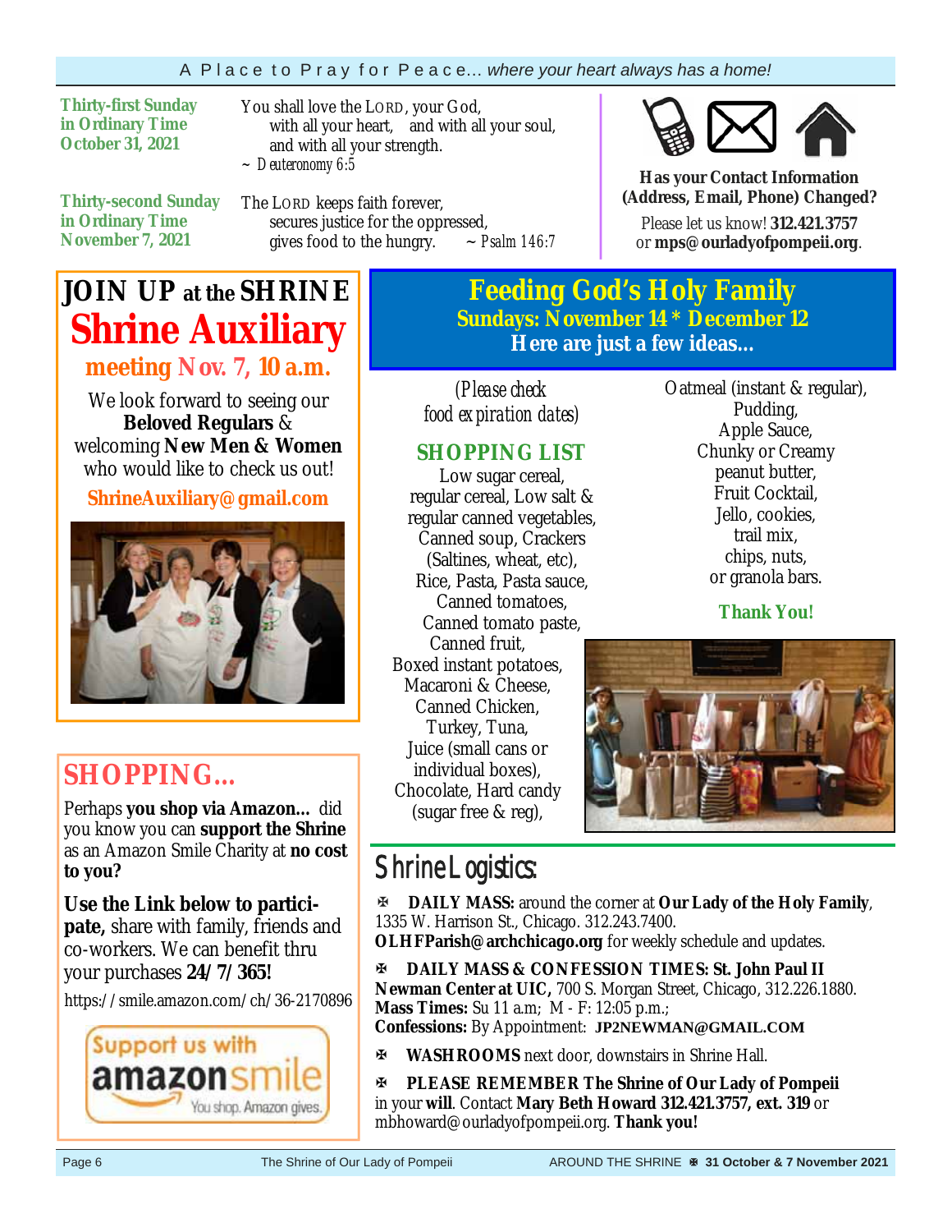**Thirty-first Sunday in Ordinary Time October 31, 2021**

You shall love the LORD, your God,
with all your heart, and with all your soul,
and with all your strength.
~ *Deuteronomy 6:5*

**Thirty-second Sunday in Ordinary Time November 7, 2021**

The LORD keeps faith forever,
secures justice for the oppressed,
gives food to the hungry. ~ *Psalm 146:7*

**Has your Contact Information (Address, Email, Phone) Changed?**

Please let us know! **312.421.3757** or **mps@ourladyofpompeii.org**.

## JOIN UP at the SHRINE

## Shrine Auxiliary

### meeting Nov. 7, 10 a.m.

We look forward to seeing our **Beloved Regulars** & welcoming **New Men & Women** who would like to check us out!

**ShrineAuxiliary@gmail.com**

## SHOPPING...

Perhaps **you shop via Amazon...** did you know you can **support the Shrine** as an Amazon Smile Charity at **no cost to you?**

**Use the Link below to participate,** share with family, friends and co-workers. We can benefit thru your purchases **24/7/365!**

https://smile.amazon.com/ch/36-2170896

Support us with amazonsmile — You shop. Amazon gives.

## Feeding God's Holy Family

### Sundays: November 14 * December 12

### Here are just a few ideas...

*(Please check food expiration dates)*

**SHOPPING LIST**

Low sugar cereal, regular cereal, Low salt & regular canned vegetables, Canned soup, Crackers (Saltines, wheat, etc), Rice, Pasta, Pasta sauce, Canned tomatoes, Canned tomato paste, Canned fruit, Boxed instant potatoes, Macaroni & Cheese, Canned Chicken, Turkey, Tuna, Juice (small cans or individual boxes), Chocolate, Hard candy (sugar free & reg), Oatmeal (instant & regular), Pudding, Apple Sauce, Chunky or Creamy peanut butter, Fruit Cocktail, Jello, cookies, trail mix, chips, nuts, or granola bars.

**Thank You!**

## Shrine Logistics:

✠ **DAILY MASS:** around the corner at **Our Lady of the Holy Family**, 1335 W. Harrison St., Chicago. 312.243.7400. **OLHFParish@archchicago.org** for weekly schedule and updates.

✠ **DAILY MASS & CONFESSION TIMES: St. John Paul II Newman Center at UIC,** 700 S. Morgan Street, Chicago, 312.226.1880. **Mass Times:** Su 11 a.m; M - F: 12:05 p.m.; **Confessions:** By Appointment: **JP2NEWMAN@GMAIL.COM**

✠ **WASHROOMS** next door, downstairs in Shrine Hall.

✠ **PLEASE REMEMBER The Shrine of Our Lady of Pompeii** in your **will**. Contact **Mary Beth Howard 312.421.3757, ext. 319** or mbhoward@ourladyofpompeii.org. **Thank you!**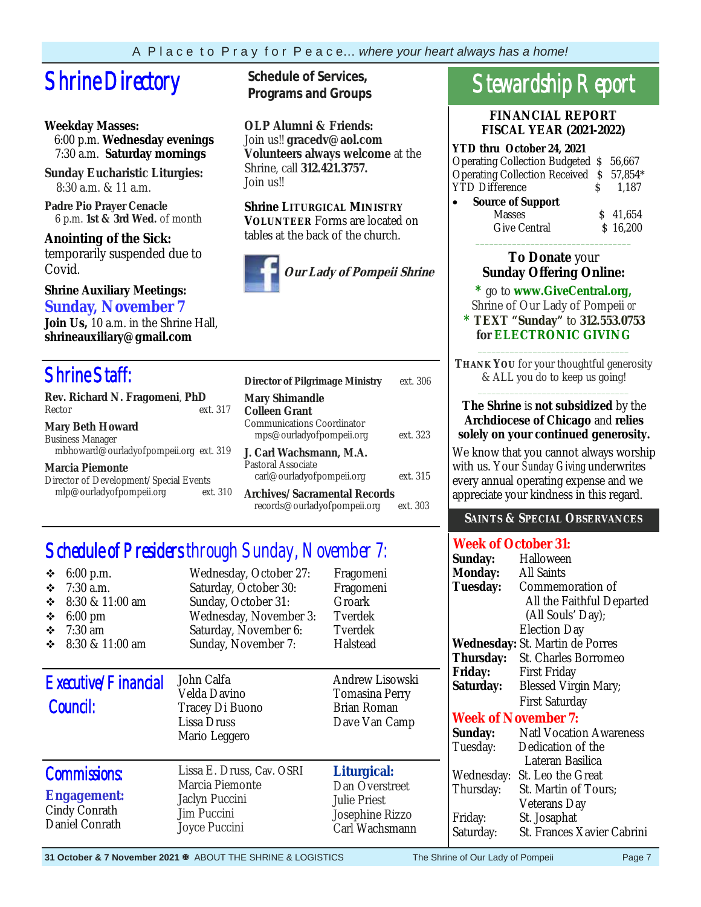# Shrine Directory

## Schedule of Services, Programs and Groups

**Weekday Masses:**
6:00 p.m. **Wednesday evenings**
7:30 a.m. **Saturday mornings**

**Sunday Eucharistic Liturgies:**
8:30 a.m. & 11 a.m.

**Padre Pio Prayer Cenacle**
6 p.m. **1st & 3rd Wed.** of month

**Anointing of the Sick:**
temporarily suspended due to Covid.

**Shrine Auxiliary Meetings:**
**Sunday, November 7**
**Join Us,** 10 a.m. in the Shrine Hall,
**shrineauxiliary@gmail.com**

**OLP Alumni & Friends:**
Join us!! **gracedv@aol.com**
**Volunteers always welcome** at the Shrine, call **312.421.3757.**
Join us!!

**Shrine LITURGICAL MINISTRY VOLUNTEER** Forms are located on tables at the back of the church.

***Our Lady of Pompeii Shrine***

# Shrine Staff:

**Rev. Richard N. Fragomeni**, **PhD**
Rector ext. 317

**Mary Beth Howard**
Business Manager
mbhoward@ourladyofpompeii.org ext. 319

**Marcia Piemonte**
Director of Development/Special Events
mlp@ourladyofpompeii.org ext. 310

**Director of Pilgrimage Ministry** ext. 306
**Mary Shimandle**

**Colleen Grant**
Communications Coordinator
mps@ourladyofpompeii.org ext. 323

**J. Carl Wachsmann, M.A.**
Pastoral Associate
carl@ourladyofpompeii.org ext. 315

**Archives/Sacramental Records**
records@ourladyofpompeii.org ext. 303

# Schedule of Presiders through Sunday, November 7:

- 6:00 p.m. — Wednesday, October 27: — Fragomeni
- 7:30 a.m. — Saturday, October 30: — Fragomeni
- 8:30 & 11:00 am — Sunday, October 31: — Groark
- 6:00 pm — Wednesday, November 3: — Tverdek
- 7:30 am — Saturday, November 6: — Tverdek
- 8:30 & 11:00 am — Sunday, November 7: — Halstead

# Executive/Financial Council:

John Calfa
Velda Davino
Tracey Di Buono
Lissa Druss
Mario Leggero
Andrew Lisowski
Tomasina Perry
Brian Roman
Dave Van Camp

# Commissions:

**Engagement:**
Cindy Conrath
Daniel Conrath
Lissa E. Druss, Cav. OSRI
Marcia Piemonte
Jaclyn Puccini
Jim Puccini
Joyce Puccini

**Liturgical:**
Dan Overstreet
Julie Priest
Josephine Rizzo
Carl Wachsmann

# Stewardship Report

**FINANCIAL REPORT**
**FISCAL YEAR (2021-2022)**

**YTD thru October 24, 2021**

| | |
|---|---|
| Operating Collection Budgeted | $ 56,667 |
| Operating Collection Received | $ 57,854* |
| YTD Difference | $ 1,187 |

- **Source of Support**

| | |
|---|---|
| Masses | $ 41,654 |
| Give Central | $ 16,200 |

**To Donate** your **Sunday Offering Online:**

\* go to **www.GiveCentral.org,** Shrine of Our Lady of Pompeii *or*
\* **TEXT "Sunday"** to **312.553.0753** for **ELECTRONIC GIVING**

**THANK YOU** for your thoughtful generosity & ALL you do to keep us going!

**The Shrine** is **not subsidized** by the **Archdiocese of Chicago** and **relies solely on your continued generosity.**

We know that you cannot always worship with us. Your *Sunday Giving* underwrites every annual operating expense and we appreciate your kindness in this regard.

## SAINTS & SPECIAL OBSERVANCES

**Week of October 31:**

**Sunday:** Halloween
**Monday:** All Saints
**Tuesday:** Commemoration of All the Faithful Departed (All Souls' Day); Election Day
**Wednesday:** St. Martin de Porres
**Thursday:** St. Charles Borromeo
**Friday:** First Friday
**Saturday:** Blessed Virgin Mary; First Saturday

**Week of November 7:**

**Sunday:** Natl Vocation Awareness
Tuesday: Dedication of the Lateran Basilica
Wednesday: St. Leo the Great
Thursday: St. Martin of Tours; Veterans Day
Friday: St. Josaphat
Saturday: St. Frances Xavier Cabrini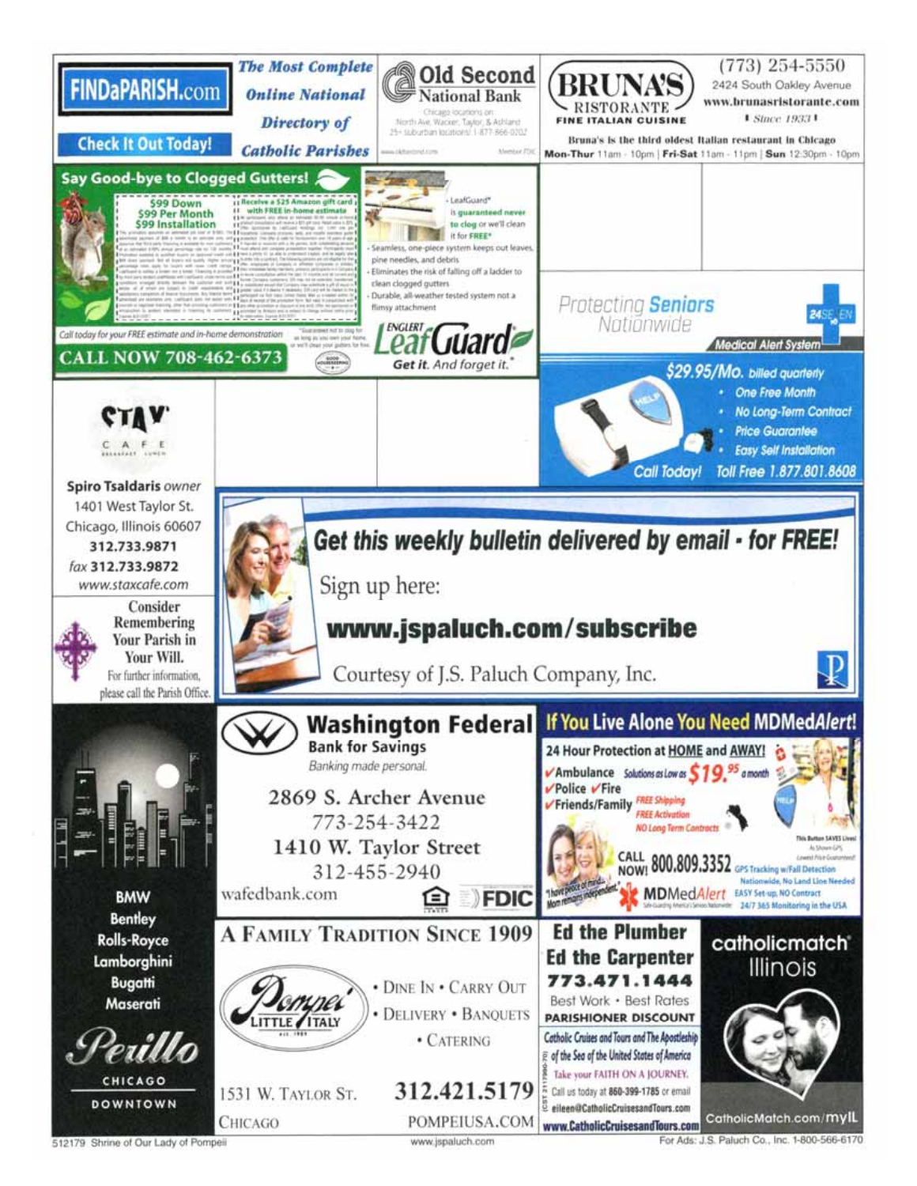**FINDaPARISH.com**

Check It Out Today!

*The Most Complete Online National Directory of Catholic Parishes*

**Old Second National Bank**

Chicago locations on: North Ave, Wacker, Taylor, & Ashland
25+ suburban locations! 1-877-866-0202
www.oldsecond.com
Member FDIC

**BRUNA'S RISTORANTE**
FINE ITALIAN CUISINE

(773) 254-5550
2424 South Oakley Avenue
www.brunasristorante.com
Since 1933

Bruna's is the third oldest Italian restaurant in Chicago
**Mon-Thur** 11am - 10pm | **Fri-Sat** 11am - 11pm | **Sun** 12:30pm - 10pm

**Say Good-bye to Clogged Gutters!**

$99 Down
$99 Per Month
$99 Installation

Receive a $25 Amazon gift card with FREE in-home estimate

- LeafGuard® is guaranteed never to clog or we'll clean it for FREE*
- Seamless, one-piece system keeps out leaves, pine needles, and debris
- Eliminates the risk of falling off a ladder to clean clogged gutters
- Durable, all-weather tested system not a flimsy attachment

Call today for your FREE estimate and in-home demonstration

**CALL NOW 708-462-6373**

*Guaranteed not to clog for as long as you own your home, or we'll clean your gutters for free.

ENGLERT LeafGuard
*Get it. And forget it.*

Protecting **Seniors** Nationwide

24SEVEN Medical Alert System

*$29.95/Mo. billed quarterly*
- One Free Month
- No Long-Term Contract
- Price Guarantee
- Easy Self Installation

Call Today! Toll Free 1.877.801.8608

**STAX CAFE**
BREAKFAST · LUNCH

**Spiro Tsaldaris** *owner*
1401 West Taylor St.
Chicago, Illinois 60607
**312.733.9871**
*fax* **312.733.9872**
*www.staxcafe.com*

**Consider Remembering Your Parish in Your Will.**
For further information, please call the Parish Office.

***Get this weekly bulletin delivered by email - for FREE!***

Sign up here:

**www.jspaluch.com/subscribe**

Courtesy of J.S. Paluch Company, Inc.

BMW
Bentley
Rolls-Royce
Lamborghini
Bugatti
Maserati

*Perillo*
CHICAGO
DOWNTOWN

**Washington Federal**
**Bank for Savings**
*Banking made personal.*

2869 S. Archer Avenue
773-254-3422
1410 W. Taylor Street
312-455-2940
wafedbank.com
FDIC

**If You Live Alone You Need MDMedAlert!**

**24 Hour Protection at HOME and AWAY!**

✓Ambulance ✓Police ✓Fire ✓Friends/Family

Solutions as Low as $19.95 a month

FREE Shipping
FREE Activation
NO Long Term Contracts

CALL NOW! 800.809.3352

GPS Tracking w/Fall Detection
Nationwide, No Land Line Needed
EASY Set-up, NO Contract
24/7 365 Monitoring in the USA

"I have peace of mind... Mom remains independent."

MDMedAlert

**A FAMILY TRADITION SINCE 1909**

Pompei LITTLE ITALY

- DINE IN • CARRY OUT
- DELIVERY • BANQUETS
- CATERING

1531 W. TAYLOR ST.
CHICAGO

312.421.5179
POMPEIUSA.COM

**Ed the Plumber**
**Ed the Carpenter**
**773.471.1444**
Best Work • Best Rates
**PARISHIONER DISCOUNT**

*Catholic Cruises and Tours and The Apostleship of the Sea of the United States of America*
Take your FAITH ON A JOURNEY.
Call us today at 860-399-1785 or email eileen@CatholicCruisesandTours.com
www.CatholicCruisesandTours.com

catholicmatch® Illinois
CatholicMatch.com/myIL

512179 Shrine of Our Lady of Pompeii
www.jspaluch.com
For Ads: J.S. Paluch Co., Inc. 1-800-566-6170